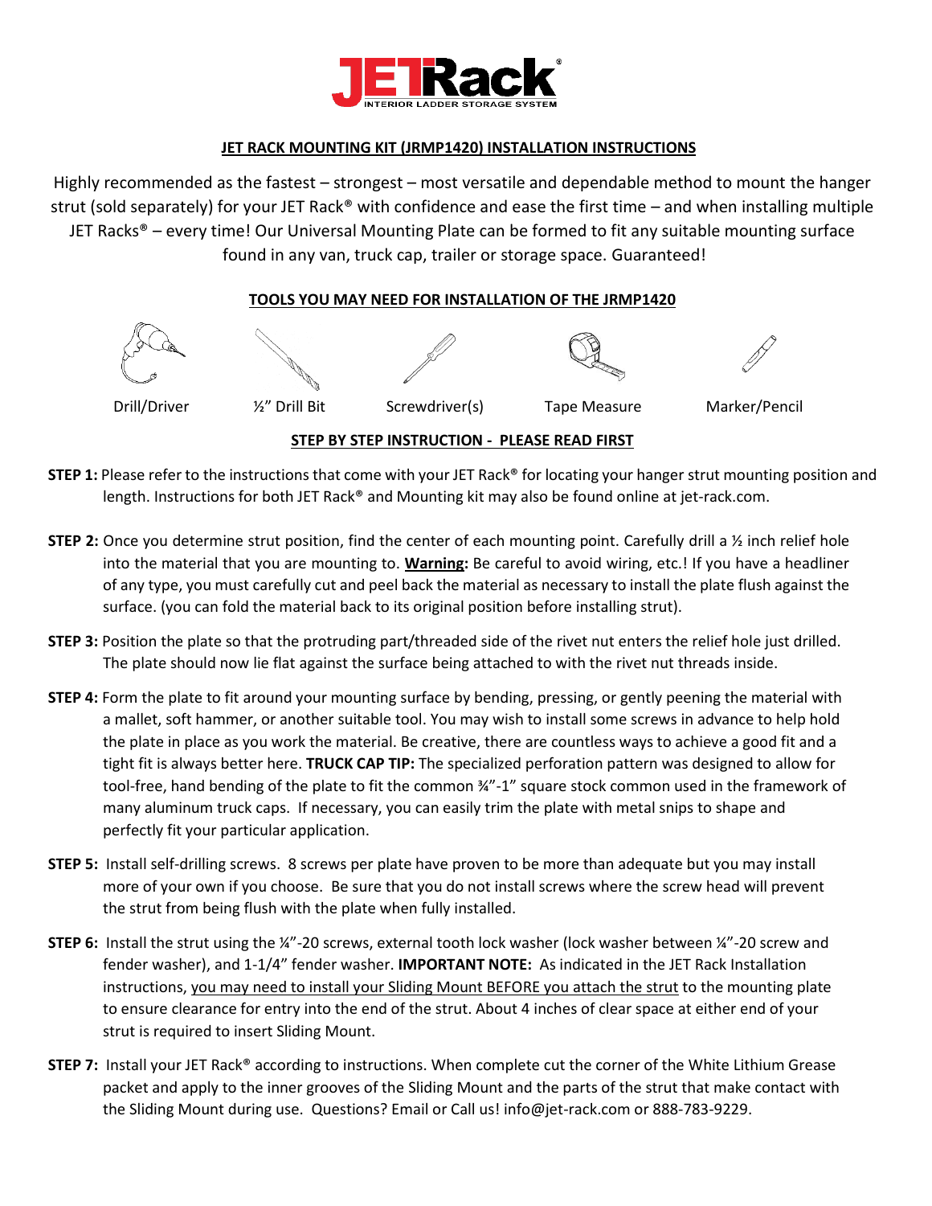# JETRack®

INTERIOR LADDER STORAGE SYSTEM

## JET RACK MOUNTING KIT (JRMP1420) INSTALLATION INSTRUCTIONS

Highly recommended as the fastest – strongest – most versatile and dependable method to mount the hanger strut (sold separately) for your JET Rack® with confidence and ease the first time – and when installing multiple JET Racks® – every time! Our Universal Mounting Plate can be formed to fit any suitable mounting surface found in any van, truck cap, trailer or storage space. Guaranteed!

## TOOLS YOU MAY NEED FOR INSTALLATION OF THE JRMP1420

Drill/Driver | ½" Drill Bit | Screwdriver(s) | Tape Measure | Marker/Pencil

## STEP BY STEP INSTRUCTION - PLEASE READ FIRST

**STEP 1:** Please refer to the instructions that come with your JET Rack® for locating your hanger strut mounting position and length. Instructions for both JET Rack® and Mounting kit may also be found online at jet-rack.com.

**STEP 2:** Once you determine strut position, find the center of each mounting point. Carefully drill a ½ inch relief hole into the material that you are mounting to. **Warning:** Be careful to avoid wiring, etc.! If you have a headliner of any type, you must carefully cut and peel back the material as necessary to install the plate flush against the surface. (you can fold the material back to its original position before installing strut).

**STEP 3:** Position the plate so that the protruding part/threaded side of the rivet nut enters the relief hole just drilled. The plate should now lie flat against the surface being attached to with the rivet nut threads inside.

**STEP 4:** Form the plate to fit around your mounting surface by bending, pressing, or gently peening the material with a mallet, soft hammer, or another suitable tool. You may wish to install some screws in advance to help hold the plate in place as you work the material. Be creative, there are countless ways to achieve a good fit and a tight fit is always better here. **TRUCK CAP TIP:** The specialized perforation pattern was designed to allow for tool-free, hand bending of the plate to fit the common ¾"-1" square stock common used in the framework of many aluminum truck caps. If necessary, you can easily trim the plate with metal snips to shape and perfectly fit your particular application.

**STEP 5:** Install self-drilling screws. 8 screws per plate have proven to be more than adequate but you may install more of your own if you choose. Be sure that you do not install screws where the screw head will prevent the strut from being flush with the plate when fully installed.

**STEP 6:** Install the strut using the ¼"-20 screws, external tooth lock washer (lock washer between ¼"-20 screw and fender washer), and 1-1/4" fender washer. **IMPORTANT NOTE:** As indicated in the JET Rack Installation instructions, <u>you may need to install your Sliding Mount BEFORE you attach the strut</u> to the mounting plate to ensure clearance for entry into the end of the strut. About 4 inches of clear space at either end of your strut is required to insert Sliding Mount.

**STEP 7:** Install your JET Rack® according to instructions. When complete cut the corner of the White Lithium Grease packet and apply to the inner grooves of the Sliding Mount and the parts of the strut that make contact with the Sliding Mount during use. Questions? Email or Call us! info@jet-rack.com or 888-783-9229.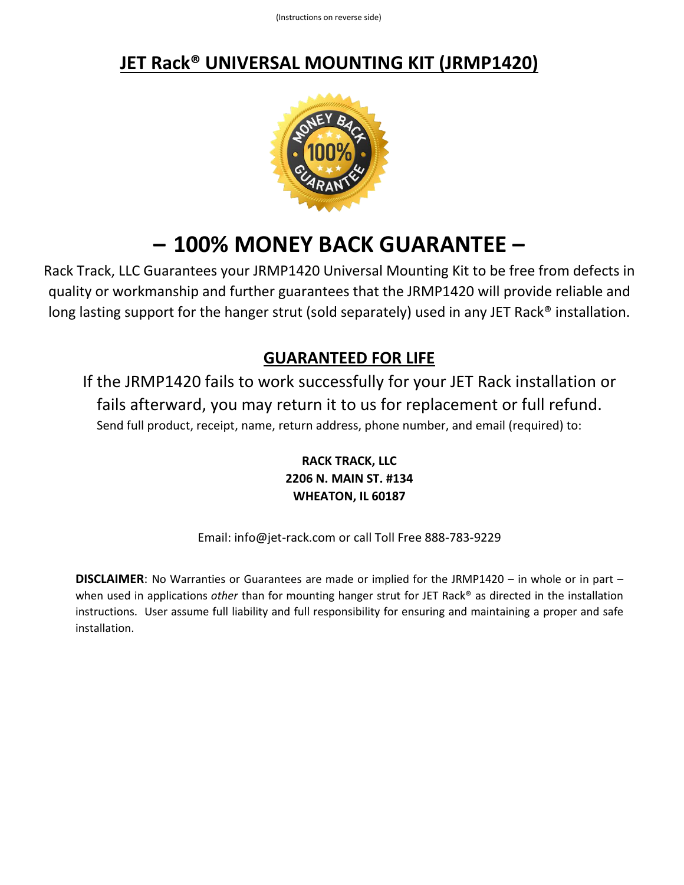(Instructions on reverse side)

# JET Rack® UNIVERSAL MOUNTING KIT (JRMP1420)

# – 100% MONEY BACK GUARANTEE –

Rack Track, LLC Guarantees your JRMP1420 Universal Mounting Kit to be free from defects in quality or workmanship and further guarantees that the JRMP1420 will provide reliable and long lasting support for the hanger strut (sold separately) used in any JET Rack® installation.

## GUARANTEED FOR LIFE

If the JRMP1420 fails to work successfully for your JET Rack installation or fails afterward, you may return it to us for replacement or full refund.

Send full product, receipt, name, return address, phone number, and email (required) to:

**RACK TRACK, LLC**
**2206 N. MAIN ST. #134**
**WHEATON, IL 60187**

Email: info@jet-rack.com or call Toll Free 888-783-9229

**DISCLAIMER**: No Warranties or Guarantees are made or implied for the JRMP1420 – in whole or in part – when used in applications *other* than for mounting hanger strut for JET Rack® as directed in the installation instructions. User assume full liability and full responsibility for ensuring and maintaining a proper and safe installation.